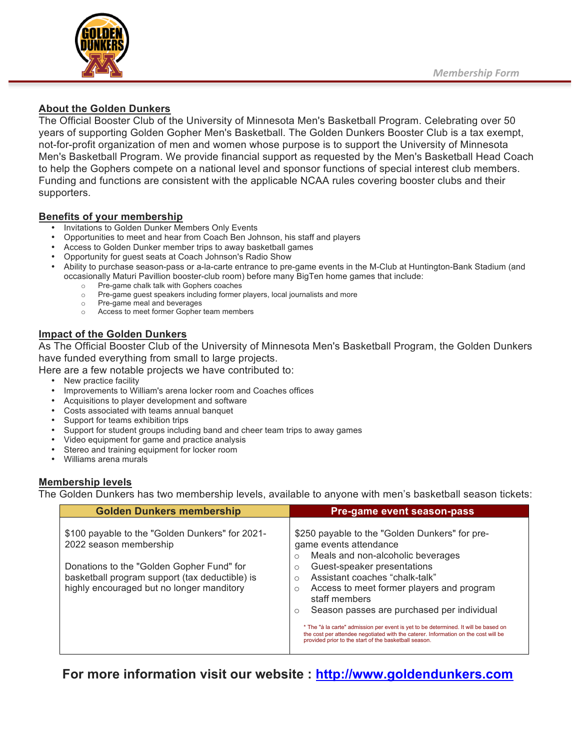Membership Form

## About the Golden Dunkers

The Official Booster Club of the University of Minnesota Men's Basketball Program. Celebrating over 50 years of supporting Golden Gopher Men's Basketball. The Golden Dunkers Booster Club is a tax exempt, not-for-profit organization of men and women whose purpose is to support the University of Minnesota Men's Basketball Program. We provide financial support as requested by the Men's Basketball Head Coach to help the Gophers compete on a national level and sponsor functions of special interest club members. Funding and functions are consistent with the applicable NCAA rules covering booster clubs and their supporters.

## Benefits of your membership

- Invitations to Golden Dunker Members Only Events
- Opportunities to meet and hear from Coach Ben Johnson, his staff and players
- Access to Golden Dunker member trips to away basketball games
- Opportunity for guest seats at Coach Johnson's Radio Show
- Ability to purchase season-pass or a-la-carte entrance to pre-game events in the M-Club at Huntington-Bank Stadium (and occasionally Maturi Pavillion booster-club room) before many BigTen home games that include:
  - Pre-game chalk talk with Gophers coaches
  - Pre-game guest speakers including former players, local journalists and more
  - Pre-game meal and beverages
  - Access to meet former Gopher team members

## Impact of the Golden Dunkers

As The Official Booster Club of the University of Minnesota Men's Basketball Program, the Golden Dunkers have funded everything from small to large projects.
Here are a few notable projects we have contributed to:

- New practice facility
- Improvements to William's arena locker room and Coaches offices
- Acquisitions to player development and software
- Costs associated with teams annual banquet
- Support for teams exhibition trips
- Support for student groups including band and cheer team trips to away games
- Video equipment for game and practice analysis
- Stereo and training equipment for locker room
- Williams arena murals

## Membership levels

The Golden Dunkers has two membership levels, available to anyone with men's basketball season tickets:

| Golden Dunkers membership | Pre-game event season-pass |
|---|---|
| $100 payable to the "Golden Dunkers" for 2021-2022 season membership<br><br>Donations to the "Golden Gopher Fund" for basketball program support (tax deductible) is highly encouraged but no longer manditory | $250 payable to the "Golden Dunkers" for pre-game events attendance<br>○ Meals and non-alcoholic beverages<br>○ Guest-speaker presentations<br>○ Assistant coaches "chalk-talk"<br>○ Access to meet former players and program staff members<br>○ Season passes are purchased per individual<br><br>* The "à la carte" admission per event is yet to be determined. It will be based on the cost per attendee negotiated with the caterer. Information on the cost will be provided prior to the start of the basketball season. |

**For more information visit our website : [http://www.goldendunkers.com](http://www.goldendunkers.com)**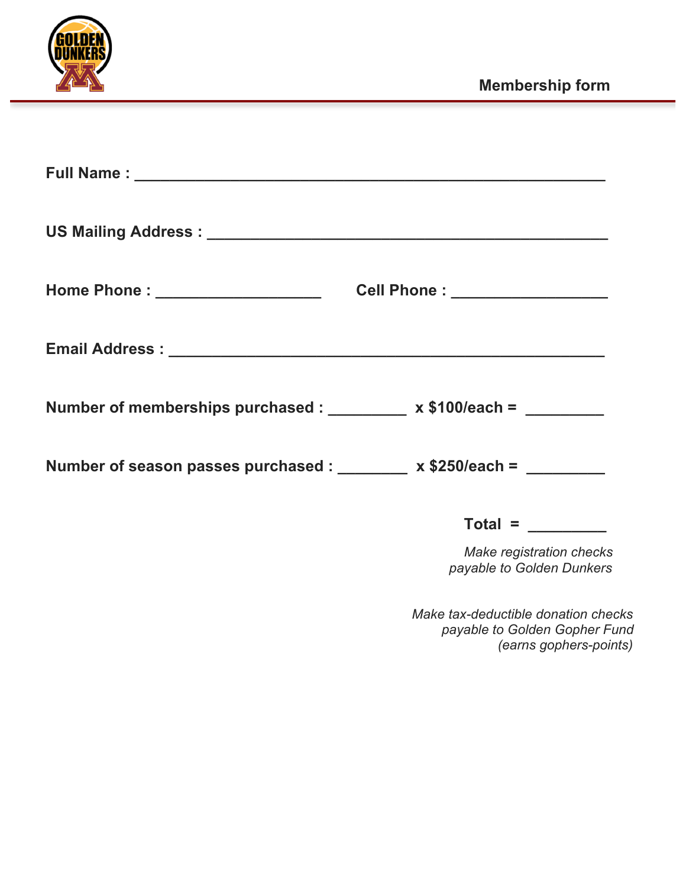## Membership form

**Full Name :** ______________________________________________

**US Mailing Address :** ______________________________________

**Home Phone :** ________________  **Cell Phone :** ______________

**Email Address :** __________________________________________

**Number of memberships purchased :** ________ **x $100/each =** ________

**Number of season passes purchased :** _______ **x $250/each =** ________

**Total =** ________

*Make registration checks payable to Golden Dunkers*

*Make tax-deductible donation checks payable to Golden Gopher Fund (earns gophers-points)*